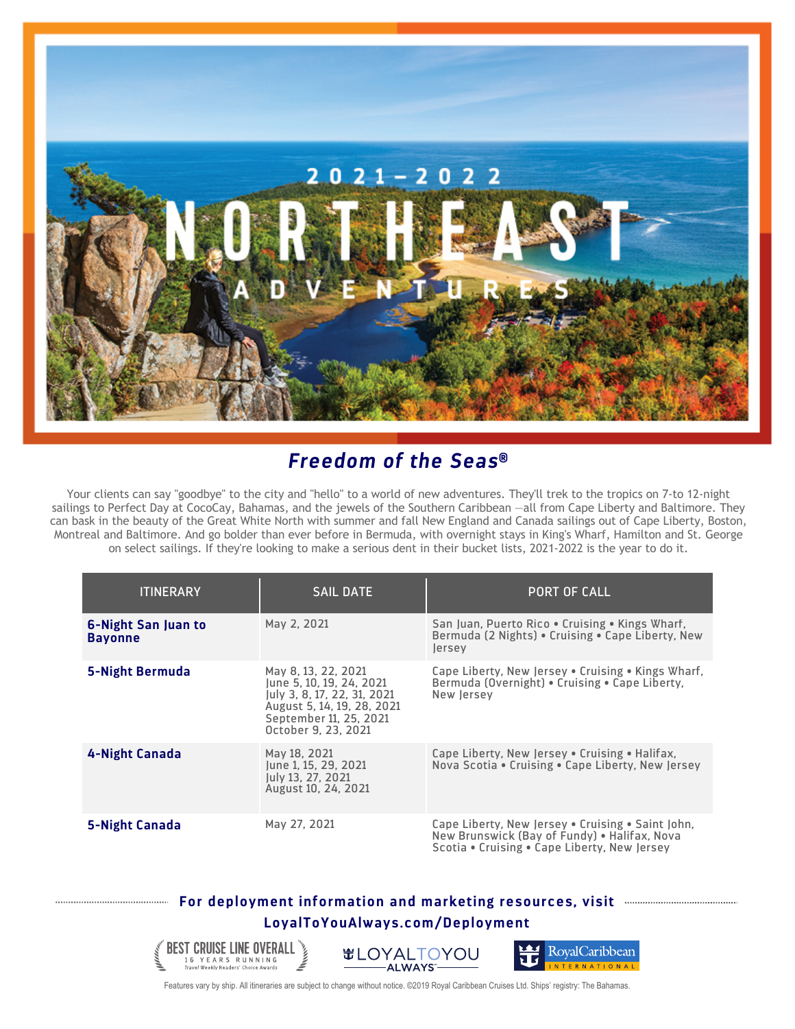# 2021–2022 NORTHEAST ADVENTURES

## *Freedom of the Seas®*

Your clients can say "goodbye" to the city and "hello" to a world of new adventures. They'll trek to the tropics on 7-to 12-night sailings to Perfect Day at CocoCay, Bahamas, and the jewels of the Southern Caribbean —all from Cape Liberty and Baltimore. They can bask in the beauty of the Great White North with summer and fall New England and Canada sailings out of Cape Liberty, Boston, Montreal and Baltimore. And go bolder than ever before in Bermuda, with overnight stays in King's Wharf, Hamilton and St. George on select sailings. If they're looking to make a serious dent in their bucket lists, 2021-2022 is the year to do it.

| ITINERARY | SAIL DATE | PORT OF CALL |
|---|---|---|
| **6-Night San Juan to Bayonne** | May 2, 2021 | San Juan, Puerto Rico • Cruising • Kings Wharf, Bermuda (2 Nights) • Cruising • Cape Liberty, New Jersey |
| **5-Night Bermuda** | May 8, 13, 22, 2021<br>June 5, 10, 19, 24, 2021<br>July 3, 8, 17, 22, 31, 2021<br>August 5, 14, 19, 28, 2021<br>September 11, 25, 2021<br>October 9, 23, 2021 | Cape Liberty, New Jersey • Cruising • Kings Wharf, Bermuda (Overnight) • Cruising • Cape Liberty, New Jersey |
| **4-Night Canada** | May 18, 2021<br>June 1, 15, 29, 2021<br>July 13, 27, 2021<br>August 10, 24, 2021 | Cape Liberty, New Jersey • Cruising • Halifax, Nova Scotia • Cruising • Cape Liberty, New Jersey |
| **5-Night Canada** | May 27, 2021 | Cape Liberty, New Jersey • Cruising • Saint John, New Brunswick (Bay of Fundy) • Halifax, Nova Scotia • Cruising • Cape Liberty, New Jersey |

**For deployment information and marketing resources, visit LoyalToYouAlways.com/Deployment**

BEST CRUISE LINE OVERALL — 16 YEARS RUNNING — Travel Weekly Readers' Choice Awards

LOYALTOYOU ALWAYS

Royal Caribbean INTERNATIONAL

Features vary by ship. All itineraries are subject to change without notice. ©2019 Royal Caribbean Cruises Ltd. Ships' registry: The Bahamas.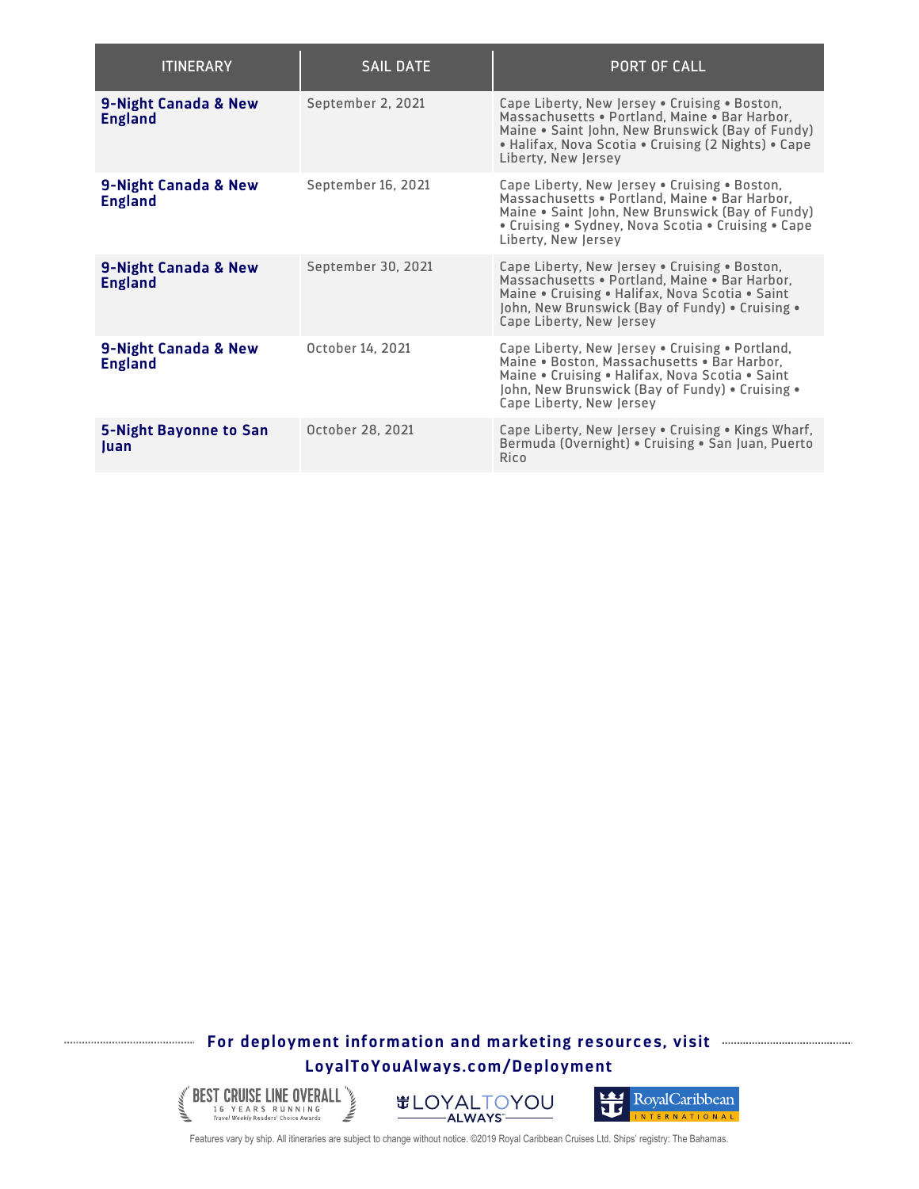| ITINERARY | SAIL DATE | PORT OF CALL |
|---|---|---|
| **9-Night Canada & New England** | September 2, 2021 | Cape Liberty, New Jersey • Cruising • Boston, Massachusetts • Portland, Maine • Bar Harbor, Maine • Saint John, New Brunswick (Bay of Fundy) • Halifax, Nova Scotia • Cruising (2 Nights) • Cape Liberty, New Jersey |
| **9-Night Canada & New England** | September 16, 2021 | Cape Liberty, New Jersey • Cruising • Boston, Massachusetts • Portland, Maine • Bar Harbor, Maine • Saint John, New Brunswick (Bay of Fundy) • Cruising • Sydney, Nova Scotia • Cruising • Cape Liberty, New Jersey |
| **9-Night Canada & New England** | September 30, 2021 | Cape Liberty, New Jersey • Cruising • Boston, Massachusetts • Portland, Maine • Bar Harbor, Maine • Cruising • Halifax, Nova Scotia • Saint John, New Brunswick (Bay of Fundy) • Cruising • Cape Liberty, New Jersey |
| **9-Night Canada & New England** | October 14, 2021 | Cape Liberty, New Jersey • Cruising • Portland, Maine • Boston, Massachusetts • Bar Harbor, Maine • Cruising • Halifax, Nova Scotia • Saint John, New Brunswick (Bay of Fundy) • Cruising • Cape Liberty, New Jersey |
| **5-Night Bayonne to San Juan** | October 28, 2021 | Cape Liberty, New Jersey • Cruising • Kings Wharf, Bermuda (Overnight) • Cruising • San Juan, Puerto Rico |

**For deployment information and marketing resources, visit LoyalToYouAlways.com/Deployment**

BEST CRUISE LINE OVERALL 16 YEARS RUNNING Travel Weekly Readers' Choice Awards

LOYALTOYOU ALWAYS

Royal Caribbean INTERNATIONAL

Features vary by ship. All itineraries are subject to change without notice. ©2019 Royal Caribbean Cruises Ltd. Ships' registry: The Bahamas.